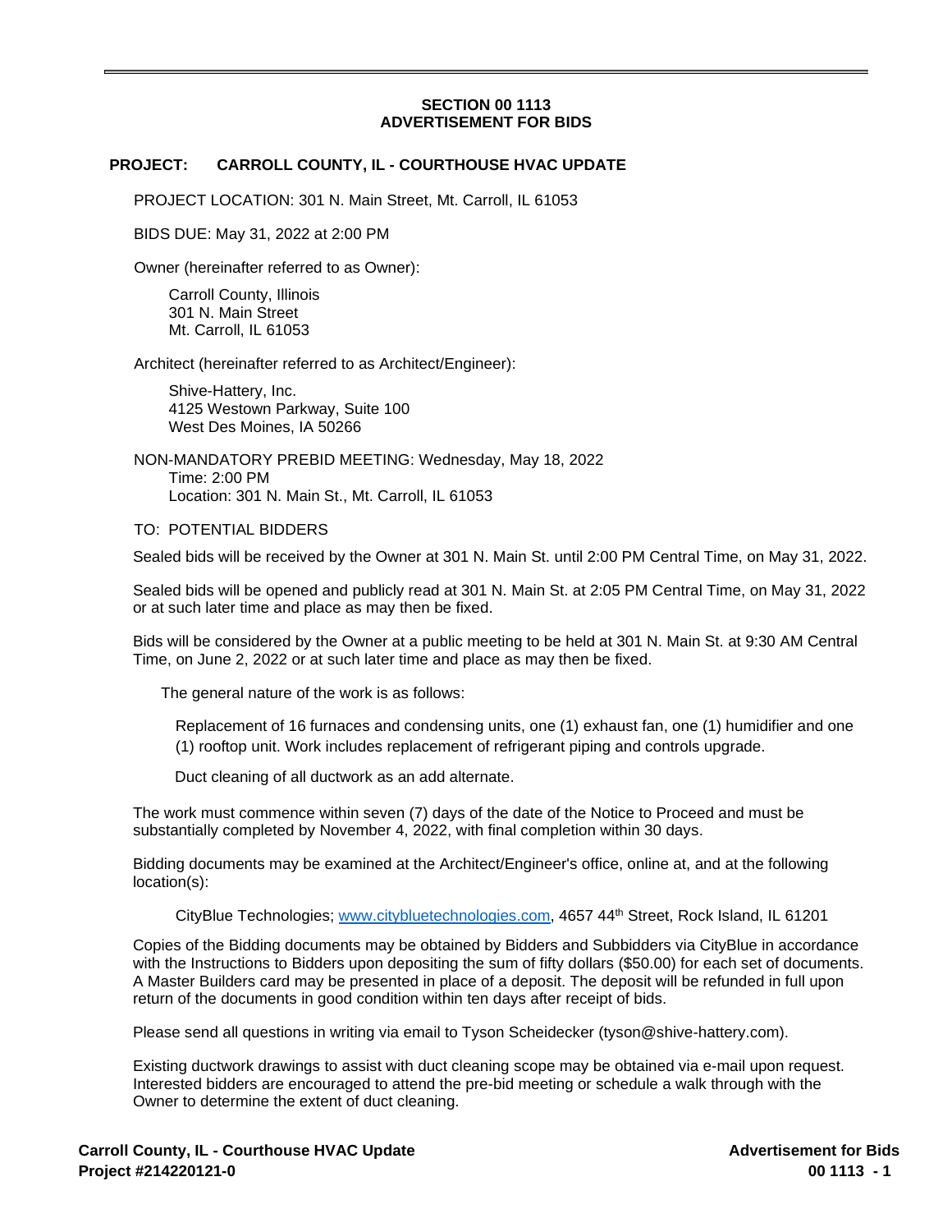# SECTION 00 1113
# ADVERTISEMENT FOR BIDS

**PROJECT: CARROLL COUNTY, IL - COURTHOUSE HVAC UPDATE**

PROJECT LOCATION: 301 N. Main Street, Mt. Carroll, IL 61053

BIDS DUE: May 31, 2022 at 2:00 PM

Owner (hereinafter referred to as Owner):

Carroll County, Illinois
301 N. Main Street
Mt. Carroll, IL 61053

Architect (hereinafter referred to as Architect/Engineer):

Shive-Hattery, Inc.
4125 Westown Parkway, Suite 100
West Des Moines, IA 50266

NON-MANDATORY PREBID MEETING: Wednesday, May 18, 2022
Time: 2:00 PM
Location: 301 N. Main St., Mt. Carroll, IL 61053

TO: POTENTIAL BIDDERS

Sealed bids will be received by the Owner at 301 N. Main St. until 2:00 PM Central Time, on May 31, 2022.

Sealed bids will be opened and publicly read at 301 N. Main St. at 2:05 PM Central Time, on May 31, 2022 or at such later time and place as may then be fixed.

Bids will be considered by the Owner at a public meeting to be held at 301 N. Main St. at 9:30 AM Central Time, on June 2, 2022 or at such later time and place as may then be fixed.

The general nature of the work is as follows:

Replacement of 16 furnaces and condensing units, one (1) exhaust fan, one (1) humidifier and one (1) rooftop unit. Work includes replacement of refrigerant piping and controls upgrade.

Duct cleaning of all ductwork as an add alternate.

The work must commence within seven (7) days of the date of the Notice to Proceed and must be substantially completed by November 4, 2022, with final completion within 30 days.

Bidding documents may be examined at the Architect/Engineer's office, online at, and at the following location(s):

CityBlue Technologies; www.citybluetechnologies.com, 4657 44th Street, Rock Island, IL 61201

Copies of the Bidding documents may be obtained by Bidders and Subbidders via CityBlue in accordance with the Instructions to Bidders upon depositing the sum of fifty dollars ($50.00) for each set of documents. A Master Builders card may be presented in place of a deposit. The deposit will be refunded in full upon return of the documents in good condition within ten days after receipt of bids.

Please send all questions in writing via email to Tyson Scheidecker (tyson@shive-hattery.com).

Existing ductwork drawings to assist with duct cleaning scope may be obtained via e-mail upon request. Interested bidders are encouraged to attend the pre-bid meeting or schedule a walk through with the Owner to determine the extent of duct cleaning.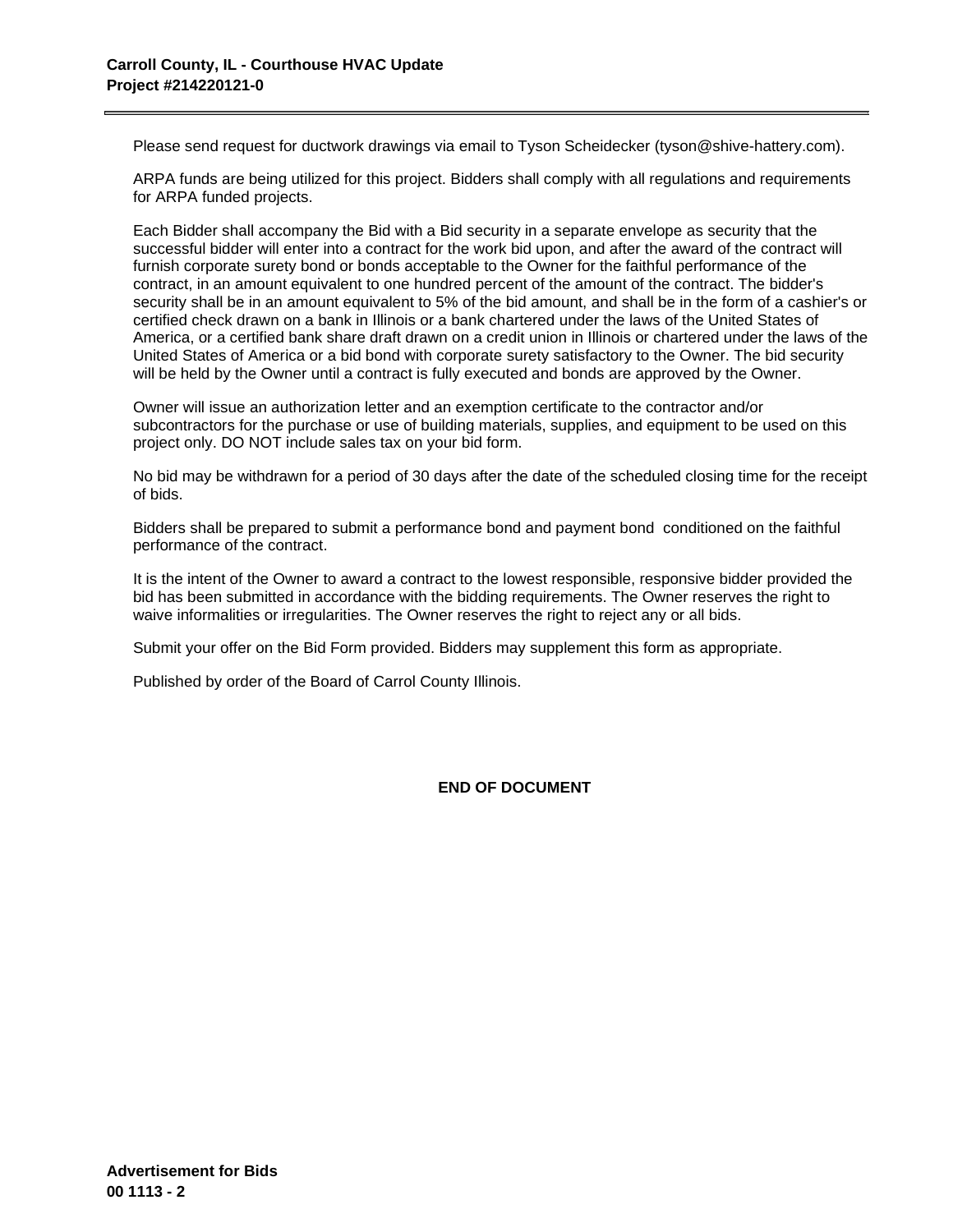Please send request for ductwork drawings via email to Tyson Scheidecker (tyson@shive-hattery.com).

ARPA funds are being utilized for this project. Bidders shall comply with all regulations and requirements for ARPA funded projects.

Each Bidder shall accompany the Bid with a Bid security in a separate envelope as security that the successful bidder will enter into a contract for the work bid upon, and after the award of the contract will furnish corporate surety bond or bonds acceptable to the Owner for the faithful performance of the contract, in an amount equivalent to one hundred percent of the amount of the contract. The bidder's security shall be in an amount equivalent to 5% of the bid amount, and shall be in the form of a cashier's or certified check drawn on a bank in Illinois or a bank chartered under the laws of the United States of America, or a certified bank share draft drawn on a credit union in Illinois or chartered under the laws of the United States of America or a bid bond with corporate surety satisfactory to the Owner. The bid security will be held by the Owner until a contract is fully executed and bonds are approved by the Owner.

Owner will issue an authorization letter and an exemption certificate to the contractor and/or subcontractors for the purchase or use of building materials, supplies, and equipment to be used on this project only. DO NOT include sales tax on your bid form.

No bid may be withdrawn for a period of 30 days after the date of the scheduled closing time for the receipt of bids.

Bidders shall be prepared to submit a performance bond and payment bond conditioned on the faithful performance of the contract.

It is the intent of the Owner to award a contract to the lowest responsible, responsive bidder provided the bid has been submitted in accordance with the bidding requirements. The Owner reserves the right to waive informalities or irregularities. The Owner reserves the right to reject any or all bids.

Submit your offer on the Bid Form provided. Bidders may supplement this form as appropriate.

Published by order of the Board of Carrol County Illinois.

**END OF DOCUMENT**